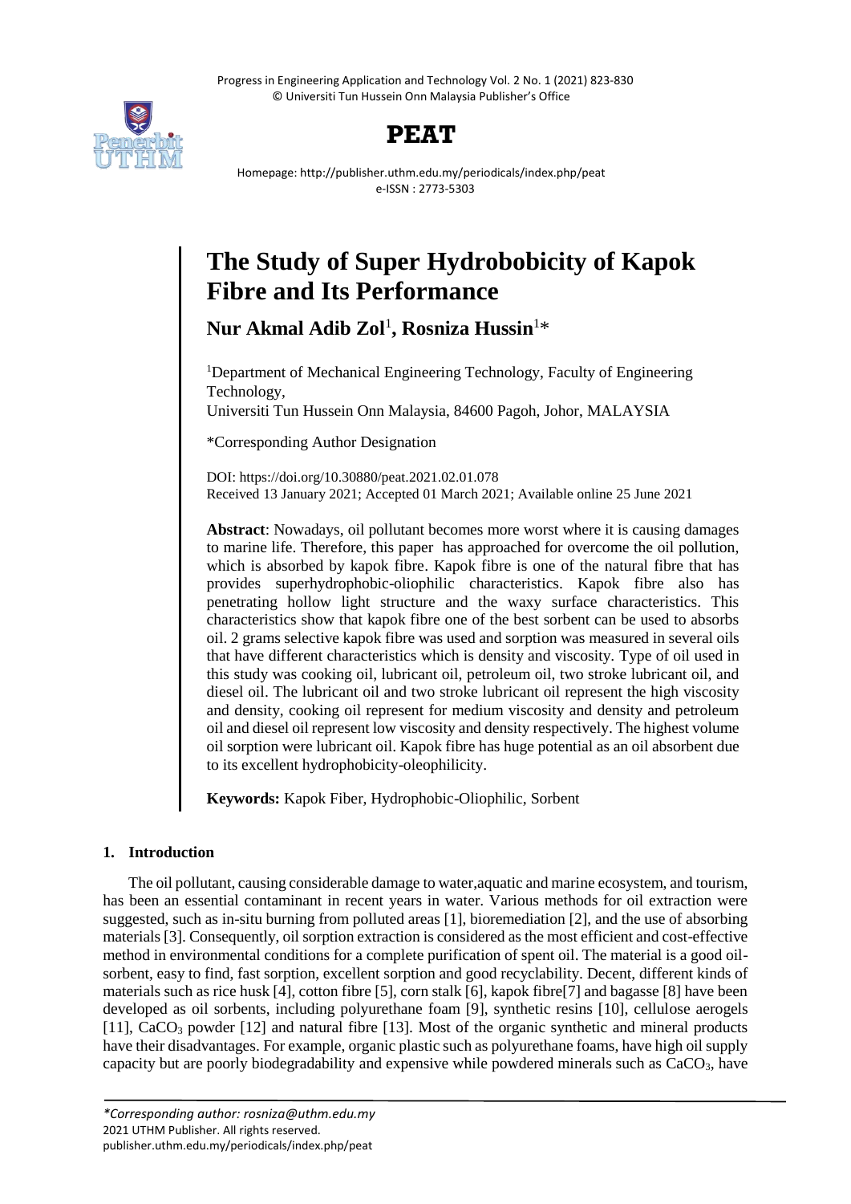# The Study of Super Hydrobobicity of Kapok Fibre and Its Performance

**Nur Akmal Adib Zol**[1]**, Rosniza Hussin**[1]*

[1]Department of Mechanical Engineering Technology, Faculty of Engineering Technology,
Universiti Tun Hussein Onn Malaysia, 84600 Pagoh, Johor, MALAYSIA

*Corresponding Author Designation

DOI: https://doi.org/10.30880/peat.2021.02.01.078
Received 13 January 2021; Accepted 01 March 2021; Available online 25 June 2021

**Abstract**: Nowadays, oil pollutant becomes more worst where it is causing damages to marine life. Therefore, this paper has approached for overcome the oil pollution, which is absorbed by kapok fibre. Kapok fibre is one of the natural fibre that has provides superhydrophobic-oliophilic characteristics. Kapok fibre also has penetrating hollow light structure and the waxy surface characteristics. This characteristics show that kapok fibre one of the best sorbent can be used to absorbs oil. 2 grams selective kapok fibre was used and sorption was measured in several oils that have different characteristics which is density and viscosity. Type of oil used in this study was cooking oil, lubricant oil, petroleum oil, two stroke lubricant oil, and diesel oil. The lubricant oil and two stroke lubricant oil represent the high viscosity and density, cooking oil represent for medium viscosity and density and petroleum oil and diesel oil represent low viscosity and density respectively. The highest volume oil sorption were lubricant oil. Kapok fibre has huge potential as an oil absorbent due to its excellent hydrophobicity-oleophilicity.

**Keywords:** Kapok Fiber, Hydrophobic-Oliophilic, Sorbent

## 1. Introduction

The oil pollutant, causing considerable damage to water,aquatic and marine ecosystem, and tourism, has been an essential contaminant in recent years in water. Various methods for oil extraction were suggested, such as in-situ burning from polluted areas [1], bioremediation [2], and the use of absorbing materials [3]. Consequently, oil sorption extraction is considered as the most efficient and cost-effective method in environmental conditions for a complete purification of spent oil. The material is a good oil-sorbent, easy to find, fast sorption, excellent sorption and good recyclability. Decent, different kinds of materials such as rice husk [4], cotton fibre [5], corn stalk [6], kapok fibre[7] and bagasse [8] have been developed as oil sorbents, including polyurethane foam [9], synthetic resins [10], cellulose aerogels [11], $CaCO_3$ powder [12] and natural fibre [13]. Most of the organic synthetic and mineral products have their disadvantages. For example, organic plastic such as polyurethane foams, have high oil supply capacity but are poorly biodegradability and expensive while powdered minerals such as $CaCO_3$, have

*Corresponding author: rosniza@uthm.edu.my
2021 UTHM Publisher. All rights reserved.
publisher.uthm.edu.my/periodicals/index.php/peat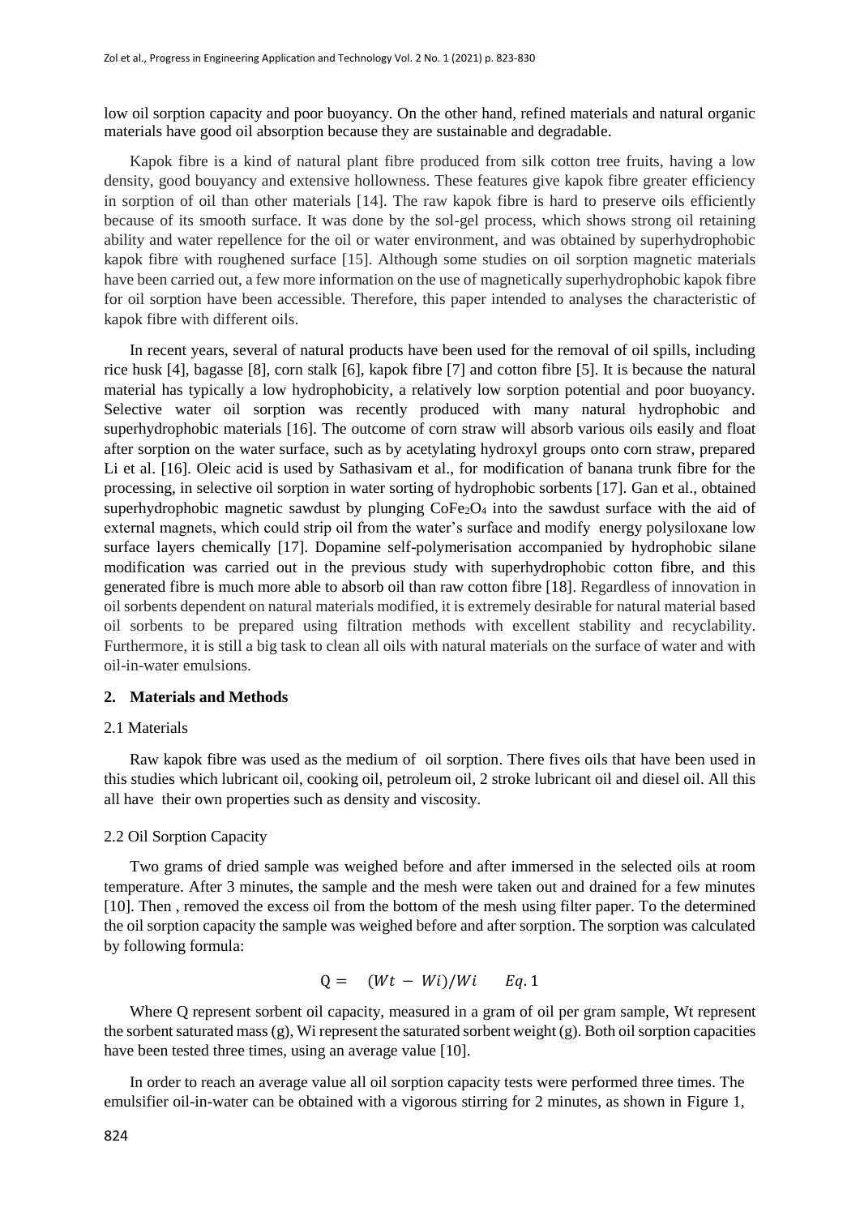low oil sorption capacity and poor buoyancy. On the other hand, refined materials and natural organic materials have good oil absorption because they are sustainable and degradable.

Kapok fibre is a kind of natural plant fibre produced from silk cotton tree fruits, having a low density, good bouyancy and extensive hollowness. These features give kapok fibre greater efficiency in sorption of oil than other materials [14]. The raw kapok fibre is hard to preserve oils efficiently because of its smooth surface. It was done by the sol-gel process, which shows strong oil retaining ability and water repellence for the oil or water environment, and was obtained by superhydrophobic kapok fibre with roughened surface [15]. Although some studies on oil sorption magnetic materials have been carried out, a few more information on the use of magnetically superhydrophobic kapok fibre for oil sorption have been accessible. Therefore, this paper intended to analyses the characteristic of kapok fibre with different oils.

In recent years, several of natural products have been used for the removal of oil spills, including rice husk [4], bagasse [8], corn stalk [6], kapok fibre [7] and cotton fibre [5]. It is because the natural material has typically a low hydrophobicity, a relatively low sorption potential and poor buoyancy. Selective water oil sorption was recently produced with many natural hydrophobic and superhydrophobic materials [16]. The outcome of corn straw will absorb various oils easily and float after sorption on the water surface, such as by acetylating hydroxyl groups onto corn straw, prepared Li et al. [16]. Oleic acid is used by Sathasivam et al., for modification of banana trunk fibre for the processing, in selective oil sorption in water sorting of hydrophobic sorbents [17]. Gan et al., obtained superhydrophobic magnetic sawdust by plunging $CoFe_2O_4$ into the sawdust surface with the aid of external magnets, which could strip oil from the water's surface and modify energy polysiloxane low surface layers chemically [17]. Dopamine self-polymerisation accompanied by hydrophobic silane modification was carried out in the previous study with superhydrophobic cotton fibre, and this generated fibre is much more able to absorb oil than raw cotton fibre [18]. Regardless of innovation in oil sorbents dependent on natural materials modified, it is extremely desirable for natural material based oil sorbents to be prepared using filtration methods with excellent stability and recyclability. Furthermore, it is still a big task to clean all oils with natural materials on the surface of water and with oil-in-water emulsions.

## 2. Materials and Methods

### 2.1 Materials

Raw kapok fibre was used as the medium of oil sorption. There fives oils that have been used in this studies which lubricant oil, cooking oil, petroleum oil, 2 stroke lubricant oil and diesel oil. All this all have their own properties such as density and viscosity.

### 2.2 Oil Sorption Capacity

Two grams of dried sample was weighed before and after immersed in the selected oils at room temperature. After 3 minutes, the sample and the mesh were taken out and drained for a few minutes [10]. Then , removed the excess oil from the bottom of the mesh using filter paper. To the determined the oil sorption capacity the sample was weighed before and after sorption. The sorption was calculated by following formula:

$$Q = (Wt - Wi)/Wi \qquad Eq. 1$$

Where Q represent sorbent oil capacity, measured in a gram of oil per gram sample, Wt represent the sorbent saturated mass (g), Wi represent the saturated sorbent weight (g). Both oil sorption capacities have been tested three times, using an average value [10].

In order to reach an average value all oil sorption capacity tests were performed three times. The emulsifier oil-in-water can be obtained with a vigorous stirring for 2 minutes, as shown in Figure 1,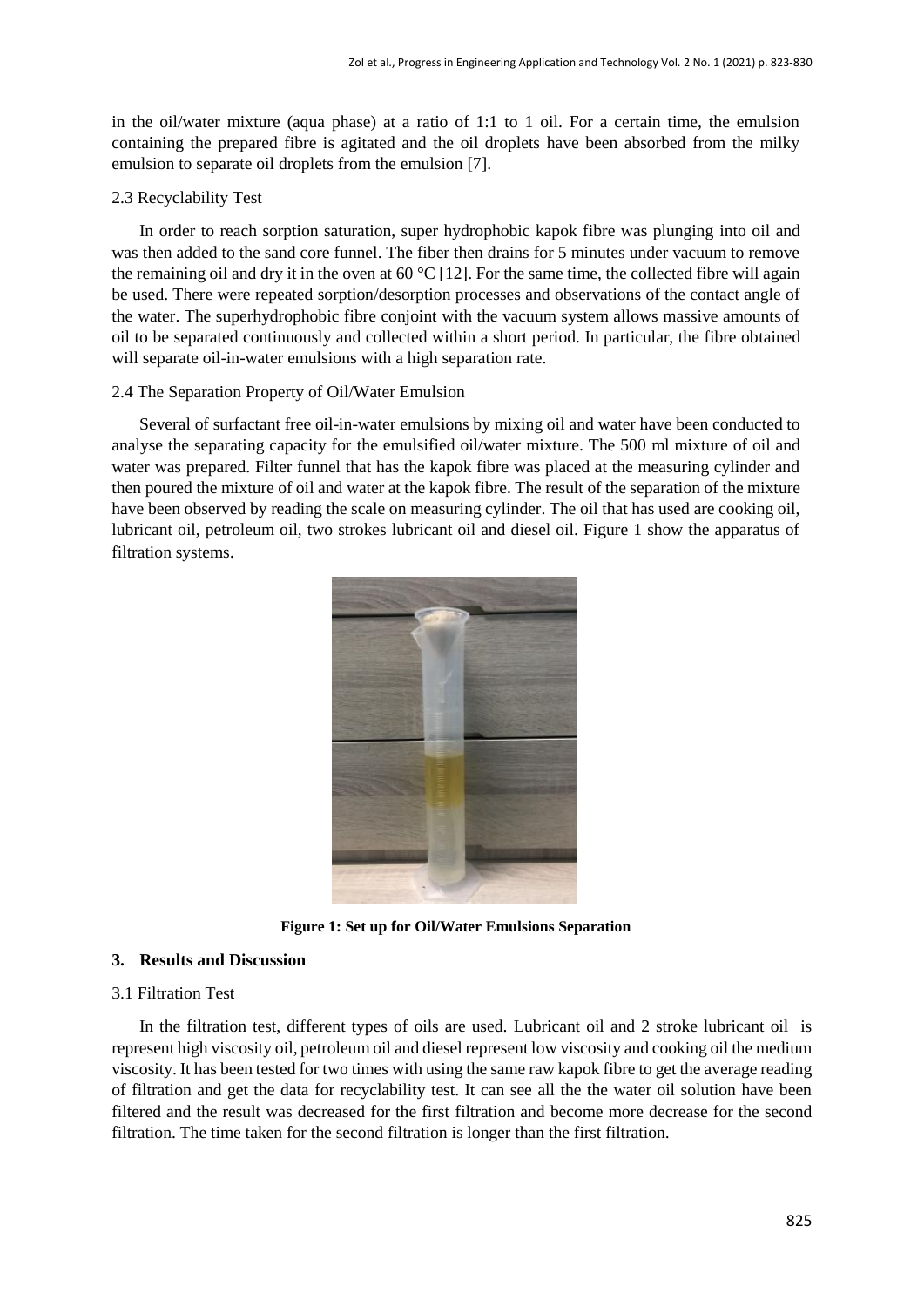in the oil/water mixture (aqua phase) at a ratio of 1:1 to 1 oil. For a certain time, the emulsion containing the prepared fibre is agitated and the oil droplets have been absorbed from the milky emulsion to separate oil droplets from the emulsion [7].

### 2.3 Recyclability Test

In order to reach sorption saturation, super hydrophobic kapok fibre was plunging into oil and was then added to the sand core funnel. The fiber then drains for 5 minutes under vacuum to remove the remaining oil and dry it in the oven at 60 °C [12]. For the same time, the collected fibre will again be used. There were repeated sorption/desorption processes and observations of the contact angle of the water. The superhydrophobic fibre conjoint with the vacuum system allows massive amounts of oil to be separated continuously and collected within a short period. In particular, the fibre obtained will separate oil-in-water emulsions with a high separation rate.

### 2.4 The Separation Property of Oil/Water Emulsion

Several of surfactant free oil-in-water emulsions by mixing oil and water have been conducted to analyse the separating capacity for the emulsified oil/water mixture. The 500 ml mixture of oil and water was prepared. Filter funnel that has the kapok fibre was placed at the measuring cylinder and then poured the mixture of oil and water at the kapok fibre. The result of the separation of the mixture have been observed by reading the scale on measuring cylinder. The oil that has used are cooking oil, lubricant oil, petroleum oil, two strokes lubricant oil and diesel oil. Figure 1 show the apparatus of filtration systems.

**Figure 1: Set up for Oil/Water Emulsions Separation**

## 3. Results and Discussion

### 3.1 Filtration Test

In the filtration test, different types of oils are used. Lubricant oil and 2 stroke lubricant oil is represent high viscosity oil, petroleum oil and diesel represent low viscosity and cooking oil the medium viscosity. It has been tested for two times with using the same raw kapok fibre to get the average reading of filtration and get the data for recyclability test. It can see all the the water oil solution have been filtered and the result was decreased for the first filtration and become more decrease for the second filtration. The time taken for the second filtration is longer than the first filtration.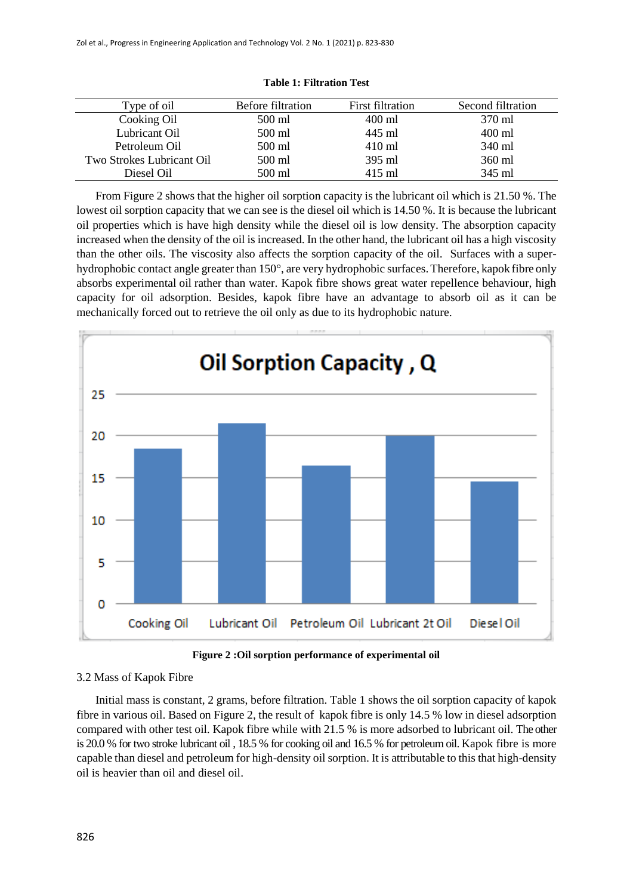**Table 1: Filtration Test**

| Type of oil | Before filtration | First filtration | Second filtration |
|---|---|---|---|
| Cooking Oil | 500 ml | 400 ml | 370 ml |
| Lubricant Oil | 500 ml | 445 ml | 400 ml |
| Petroleum Oil | 500 ml | 410 ml | 340 ml |
| Two Strokes Lubricant Oil | 500 ml | 395 ml | 360 ml |
| Diesel Oil | 500 ml | 415 ml | 345 ml |

From Figure 2 shows that the higher oil sorption capacity is the lubricant oil which is 21.50 %. The lowest oil sorption capacity that we can see is the diesel oil which is 14.50 %. It is because the lubricant oil properties which is have high density while the diesel oil is low density. The absorption capacity increased when the density of the oil is increased. In the other hand, the lubricant oil has a high viscosity than the other oils. The viscosity also affects the sorption capacity of the oil. Surfaces with a super-hydrophobic contact angle greater than 150°, are very hydrophobic surfaces. Therefore, kapok fibre only absorbs experimental oil rather than water. Kapok fibre shows great water repellence behaviour, high capacity for oil adsorption. Besides, kapok fibre have an advantage to absorb oil as it can be mechanically forced out to retrieve the oil only as due to its hydrophobic nature.

**Figure 2 :Oil sorption performance of experimental oil**

3.2 Mass of Kapok Fibre

Initial mass is constant, 2 grams, before filtration. Table 1 shows the oil sorption capacity of kapok fibre in various oil. Based on Figure 2, the result of kapok fibre is only 14.5 % low in diesel adsorption compared with other test oil. Kapok fibre while with 21.5 % is more adsorbed to lubricant oil. The other is 20.0 % for two stroke lubricant oil , 18.5 % for cooking oil and 16.5 % for petroleum oil. Kapok fibre is more capable than diesel and petroleum for high-density oil sorption. It is attributable to this that high-density oil is heavier than oil and diesel oil.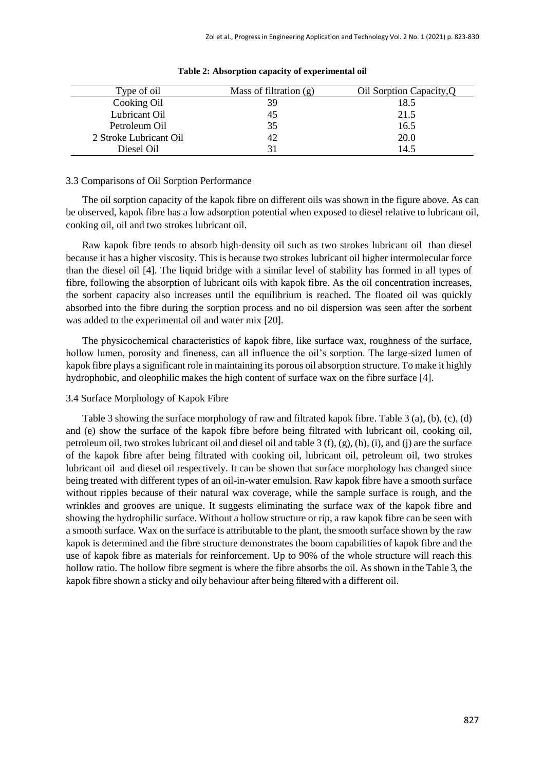**Table 2: Absorption capacity of experimental oil**

| Type of oil | Mass of filtration (g) | Oil Sorption Capacity,Q |
|---|---|---|
| Cooking Oil | 39 | 18.5 |
| Lubricant Oil | 45 | 21.5 |
| Petroleum Oil | 35 | 16.5 |
| 2 Stroke Lubricant Oil | 42 | 20.0 |
| Diesel Oil | 31 | 14.5 |

### 3.3 Comparisons of Oil Sorption Performance

The oil sorption capacity of the kapok fibre on different oils was shown in the figure above. As can be observed, kapok fibre has a low adsorption potential when exposed to diesel relative to lubricant oil, cooking oil, oil and two strokes lubricant oil.

Raw kapok fibre tends to absorb high-density oil such as two strokes lubricant oil than diesel because it has a higher viscosity. This is because two strokes lubricant oil higher intermolecular force than the diesel oil [4]. The liquid bridge with a similar level of stability has formed in all types of fibre, following the absorption of lubricant oils with kapok fibre. As the oil concentration increases, the sorbent capacity also increases until the equilibrium is reached. The floated oil was quickly absorbed into the fibre during the sorption process and no oil dispersion was seen after the sorbent was added to the experimental oil and water mix [20].

The physicochemical characteristics of kapok fibre, like surface wax, roughness of the surface, hollow lumen, porosity and fineness, can all influence the oil's sorption. The large-sized lumen of kapok fibre plays a significant role in maintaining its porous oil absorption structure. To make it highly hydrophobic, and oleophilic makes the high content of surface wax on the fibre surface [4].

### 3.4 Surface Morphology of Kapok Fibre

Table 3 showing the surface morphology of raw and filtrated kapok fibre. Table 3 (a), (b), (c), (d) and (e) show the surface of the kapok fibre before being filtrated with lubricant oil, cooking oil, petroleum oil, two strokes lubricant oil and diesel oil and table 3 (f), (g), (h), (i), and (j) are the surface of the kapok fibre after being filtrated with cooking oil, lubricant oil, petroleum oil, two strokes lubricant oil and diesel oil respectively. It can be shown that surface morphology has changed since being treated with different types of an oil-in-water emulsion. Raw kapok fibre have a smooth surface without ripples because of their natural wax coverage, while the sample surface is rough, and the wrinkles and grooves are unique. It suggests eliminating the surface wax of the kapok fibre and showing the hydrophilic surface. Without a hollow structure or rip, a raw kapok fibre can be seen with a smooth surface. Wax on the surface is attributable to the plant, the smooth surface shown by the raw kapok is determined and the fibre structure demonstrates the boom capabilities of kapok fibre and the use of kapok fibre as materials for reinforcement. Up to 90% of the whole structure will reach this hollow ratio. The hollow fibre segment is where the fibre absorbs the oil. As shown in the Table 3, the kapok fibre shown a sticky and oily behaviour after being filtered with a different oil.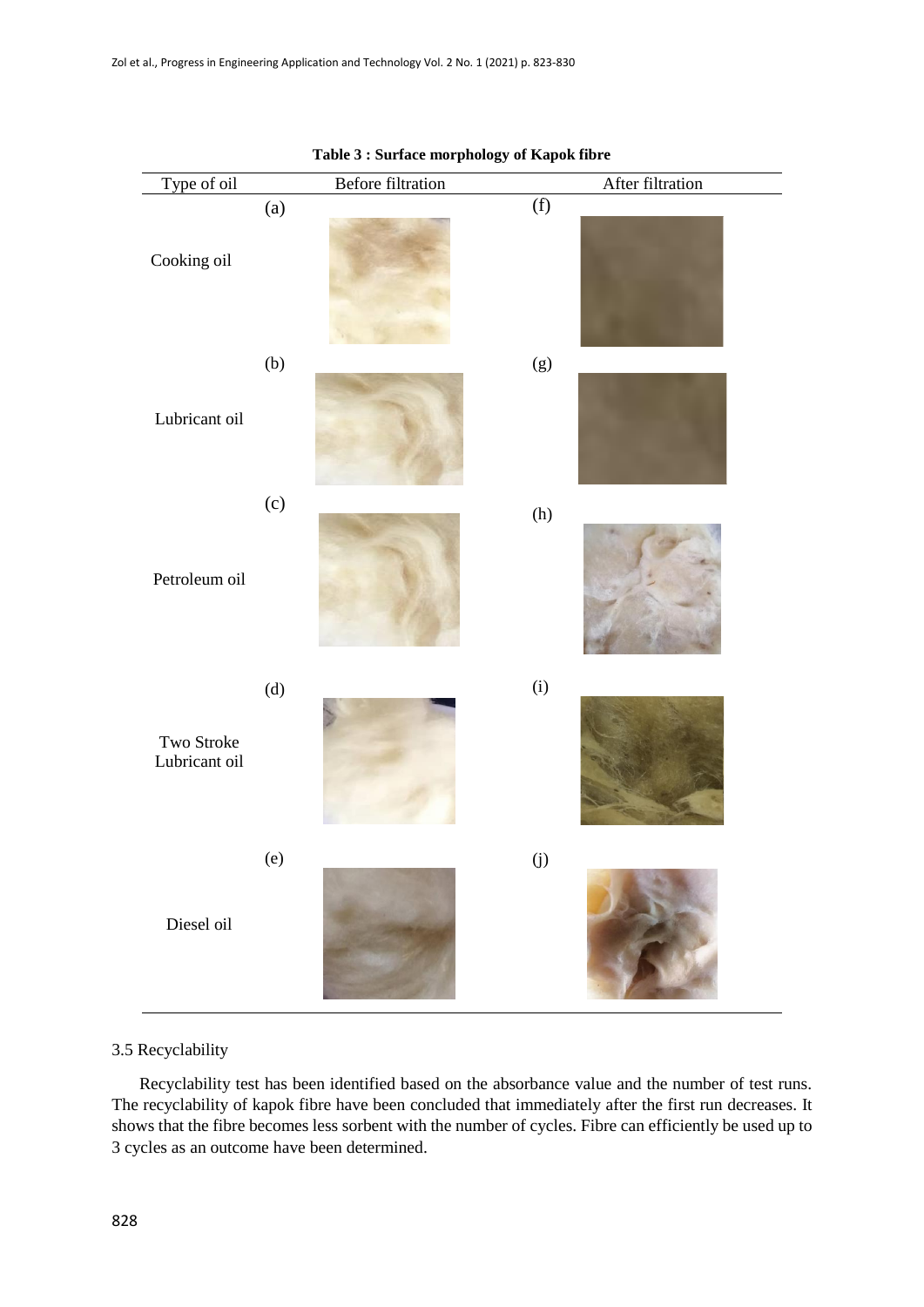**Table 3 : Surface morphology of Kapok fibre**

| Type of oil | Before filtration | After filtration |
|---|---|---|
| Cooking oil | (a) | (f) |
| Lubricant oil | (b) | (g) |
| Petroleum oil | (c) | (h) |
| Two Stroke Lubricant oil | (d) | (i) |
| Diesel oil | (e) | (j) |

3.5 Recyclability

Recyclability test has been identified based on the absorbance value and the number of test runs. The recyclability of kapok fibre have been concluded that immediately after the first run decreases. It shows that the fibre becomes less sorbent with the number of cycles. Fibre can efficiently be used up to 3 cycles as an outcome have been determined.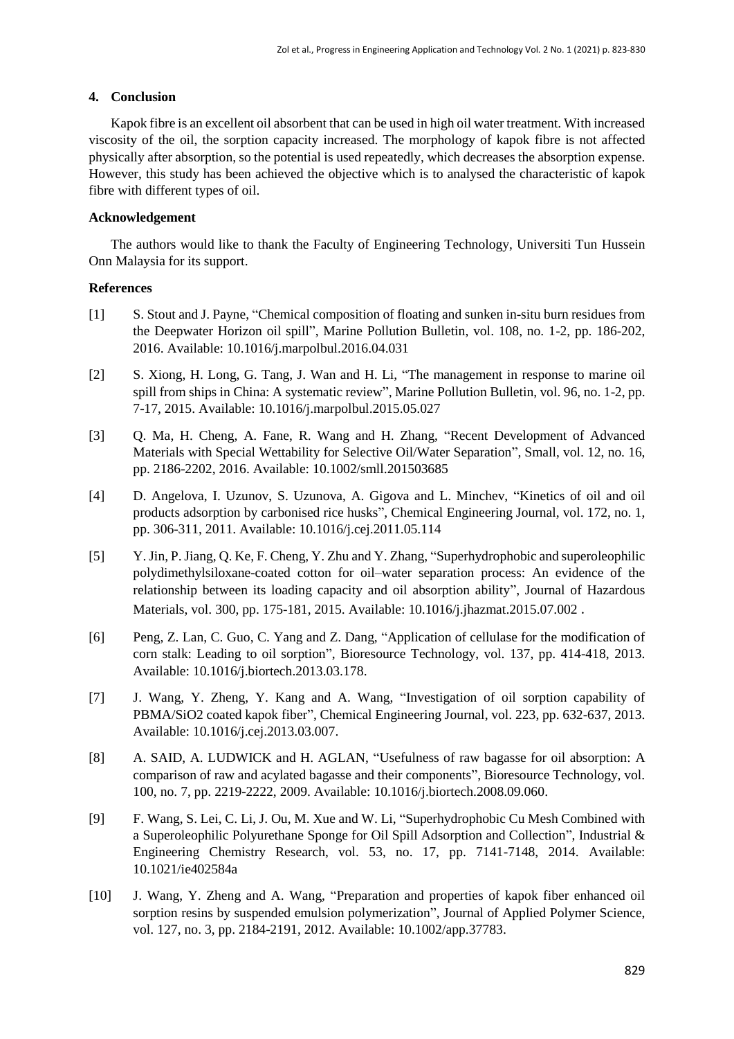## 4. Conclusion

Kapok fibre is an excellent oil absorbent that can be used in high oil water treatment. With increased viscosity of the oil, the sorption capacity increased. The morphology of kapok fibre is not affected physically after absorption, so the potential is used repeatedly, which decreases the absorption expense. However, this study has been achieved the objective which is to analysed the characteristic of kapok fibre with different types of oil.

### Acknowledgement

The authors would like to thank the Faculty of Engineering Technology, Universiti Tun Hussein Onn Malaysia for its support.

### References

[1] S. Stout and J. Payne, "Chemical composition of floating and sunken in-situ burn residues from the Deepwater Horizon oil spill", Marine Pollution Bulletin, vol. 108, no. 1-2, pp. 186-202, 2016. Available: 10.1016/j.marpolbul.2016.04.031

[2] S. Xiong, H. Long, G. Tang, J. Wan and H. Li, "The management in response to marine oil spill from ships in China: A systematic review", Marine Pollution Bulletin, vol. 96, no. 1-2, pp. 7-17, 2015. Available: 10.1016/j.marpolbul.2015.05.027

[3] Q. Ma, H. Cheng, A. Fane, R. Wang and H. Zhang, "Recent Development of Advanced Materials with Special Wettability for Selective Oil/Water Separation", Small, vol. 12, no. 16, pp. 2186-2202, 2016. Available: 10.1002/smll.201503685

[4] D. Angelova, I. Uzunov, S. Uzunova, A. Gigova and L. Minchev, "Kinetics of oil and oil products adsorption by carbonised rice husks", Chemical Engineering Journal, vol. 172, no. 1, pp. 306-311, 2011. Available: 10.1016/j.cej.2011.05.114

[5] Y. Jin, P. Jiang, Q. Ke, F. Cheng, Y. Zhu and Y. Zhang, "Superhydrophobic and superoleophilic polydimethylsiloxane-coated cotton for oil–water separation process: An evidence of the relationship between its loading capacity and oil absorption ability", Journal of Hazardous Materials, vol. 300, pp. 175-181, 2015. Available: 10.1016/j.jhazmat.2015.07.002 .

[6] Peng, Z. Lan, C. Guo, C. Yang and Z. Dang, "Application of cellulase for the modification of corn stalk: Leading to oil sorption", Bioresource Technology, vol. 137, pp. 414-418, 2013. Available: 10.1016/j.biortech.2013.03.178.

[7] J. Wang, Y. Zheng, Y. Kang and A. Wang, "Investigation of oil sorption capability of PBMA/SiO2 coated kapok fiber", Chemical Engineering Journal, vol. 223, pp. 632-637, 2013. Available: 10.1016/j.cej.2013.03.007.

[8] A. SAID, A. LUDWICK and H. AGLAN, "Usefulness of raw bagasse for oil absorption: A comparison of raw and acylated bagasse and their components", Bioresource Technology, vol. 100, no. 7, pp. 2219-2222, 2009. Available: 10.1016/j.biortech.2008.09.060.

[9] F. Wang, S. Lei, C. Li, J. Ou, M. Xue and W. Li, "Superhydrophobic Cu Mesh Combined with a Superoleophilic Polyurethane Sponge for Oil Spill Adsorption and Collection", Industrial & Engineering Chemistry Research, vol. 53, no. 17, pp. 7141-7148, 2014. Available: 10.1021/ie402584a

[10] J. Wang, Y. Zheng and A. Wang, "Preparation and properties of kapok fiber enhanced oil sorption resins by suspended emulsion polymerization", Journal of Applied Polymer Science, vol. 127, no. 3, pp. 2184-2191, 2012. Available: 10.1002/app.37783.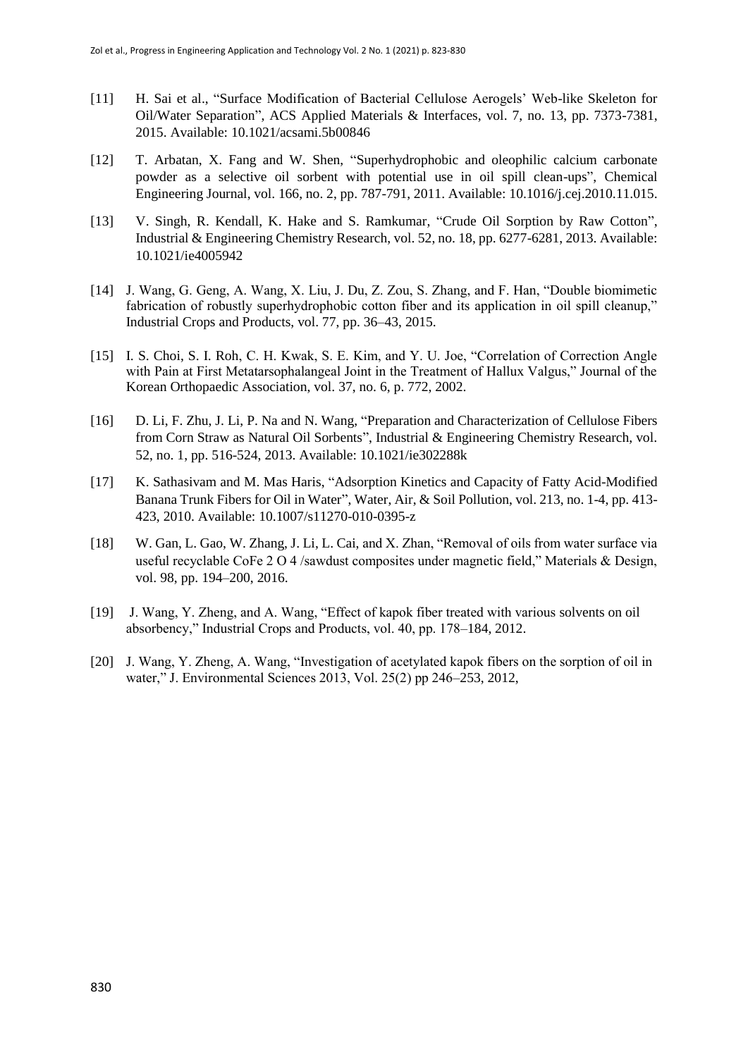[11] H. Sai et al., "Surface Modification of Bacterial Cellulose Aerogels' Web-like Skeleton for Oil/Water Separation", ACS Applied Materials & Interfaces, vol. 7, no. 13, pp. 7373-7381, 2015. Available: 10.1021/acsami.5b00846

[12] T. Arbatan, X. Fang and W. Shen, "Superhydrophobic and oleophilic calcium carbonate powder as a selective oil sorbent with potential use in oil spill clean-ups", Chemical Engineering Journal, vol. 166, no. 2, pp. 787-791, 2011. Available: 10.1016/j.cej.2010.11.015.

[13] V. Singh, R. Kendall, K. Hake and S. Ramkumar, "Crude Oil Sorption by Raw Cotton", Industrial & Engineering Chemistry Research, vol. 52, no. 18, pp. 6277-6281, 2013. Available: 10.1021/ie4005942

[14] J. Wang, G. Geng, A. Wang, X. Liu, J. Du, Z. Zou, S. Zhang, and F. Han, "Double biomimetic fabrication of robustly superhydrophobic cotton fiber and its application in oil spill cleanup," Industrial Crops and Products, vol. 77, pp. 36–43, 2015.

[15] I. S. Choi, S. I. Roh, C. H. Kwak, S. E. Kim, and Y. U. Joe, "Correlation of Correction Angle with Pain at First Metatarsophalangeal Joint in the Treatment of Hallux Valgus," Journal of the Korean Orthopaedic Association, vol. 37, no. 6, p. 772, 2002.

[16] D. Li, F. Zhu, J. Li, P. Na and N. Wang, "Preparation and Characterization of Cellulose Fibers from Corn Straw as Natural Oil Sorbents", Industrial & Engineering Chemistry Research, vol. 52, no. 1, pp. 516-524, 2013. Available: 10.1021/ie302288k

[17] K. Sathasivam and M. Mas Haris, "Adsorption Kinetics and Capacity of Fatty Acid-Modified Banana Trunk Fibers for Oil in Water", Water, Air, & Soil Pollution, vol. 213, no. 1-4, pp. 413-423, 2010. Available: 10.1007/s11270-010-0395-z

[18] W. Gan, L. Gao, W. Zhang, J. Li, L. Cai, and X. Zhan, "Removal of oils from water surface via useful recyclable CoFe 2 O 4 /sawdust composites under magnetic field," Materials & Design, vol. 98, pp. 194–200, 2016.

[19] J. Wang, Y. Zheng, and A. Wang, "Effect of kapok fiber treated with various solvents on oil absorbency," Industrial Crops and Products, vol. 40, pp. 178–184, 2012.

[20] J. Wang, Y. Zheng, A. Wang, "Investigation of acetylated kapok fibers on the sorption of oil in water," J. Environmental Sciences 2013, Vol. 25(2) pp 246–253, 2012,